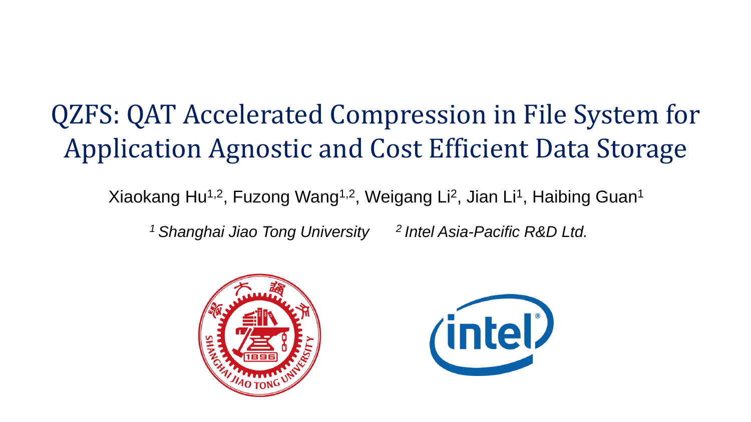# QZFS: QAT Accelerated Compression in File System for Application Agnostic and Cost Efficient Data Storage

Xiaokang Hu[1,2], Fuzong Wang[1,2], Weigang Li[2], Jian Li[1], Haibing Guan[1]

*[1] Shanghai Jiao Tong University* *[2] Intel Asia-Pacific R&D Ltd.*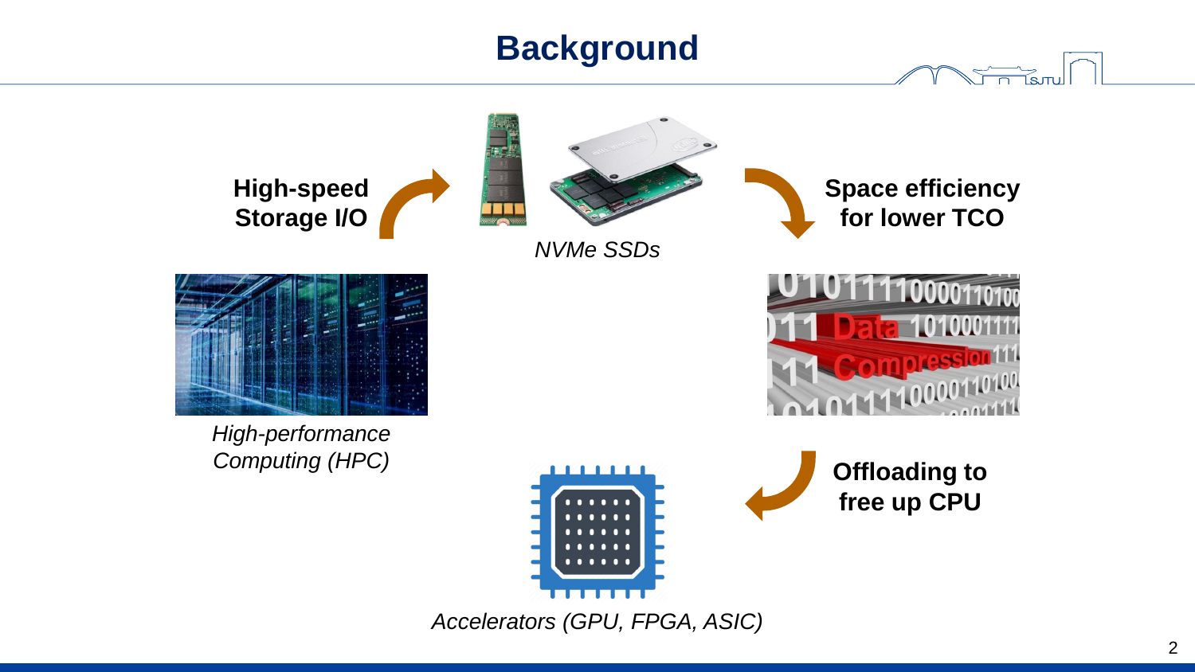# Background

**High-speed Storage I/O**

*NVMe SSDs*

**Space efficiency for lower TCO**

*High-performance Computing (HPC)*

**Offloading to free up CPU**

*Accelerators (GPU, FPGA, ASIC)*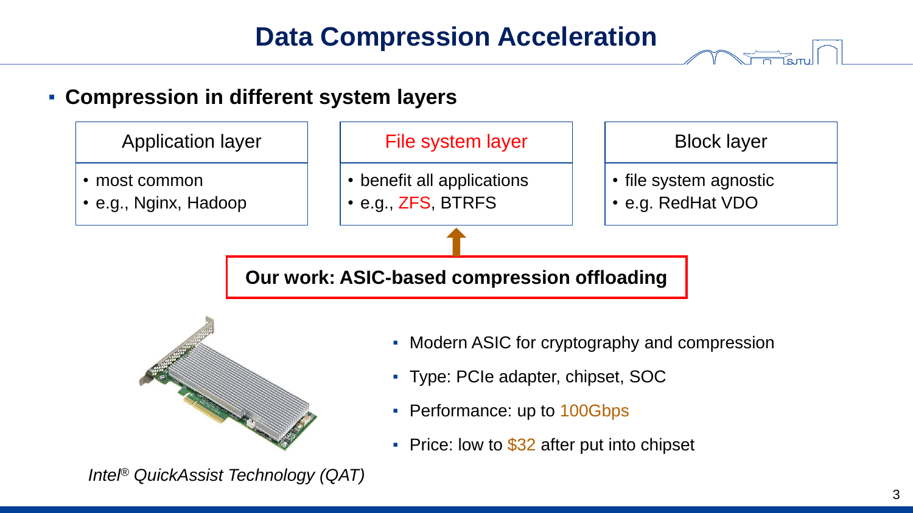# Data Compression Acceleration

- **Compression in different system layers**

| Application layer | File system layer | Block layer |
| --- | --- | --- |
| • most common<br>• e.g., Nginx, Hadoop | • benefit all applications<br>• e.g., ZFS, BTRFS | • file system agnostic<br>• e.g. RedHat VDO |

**Our work: ASIC-based compression offloading**

*Intel® QuickAssist Technology (QAT)*

- Modern ASIC for cryptography and compression
- Type: PCIe adapter, chipset, SOC
- Performance: up to 100Gbps
- Price: low to $32 after put into chipset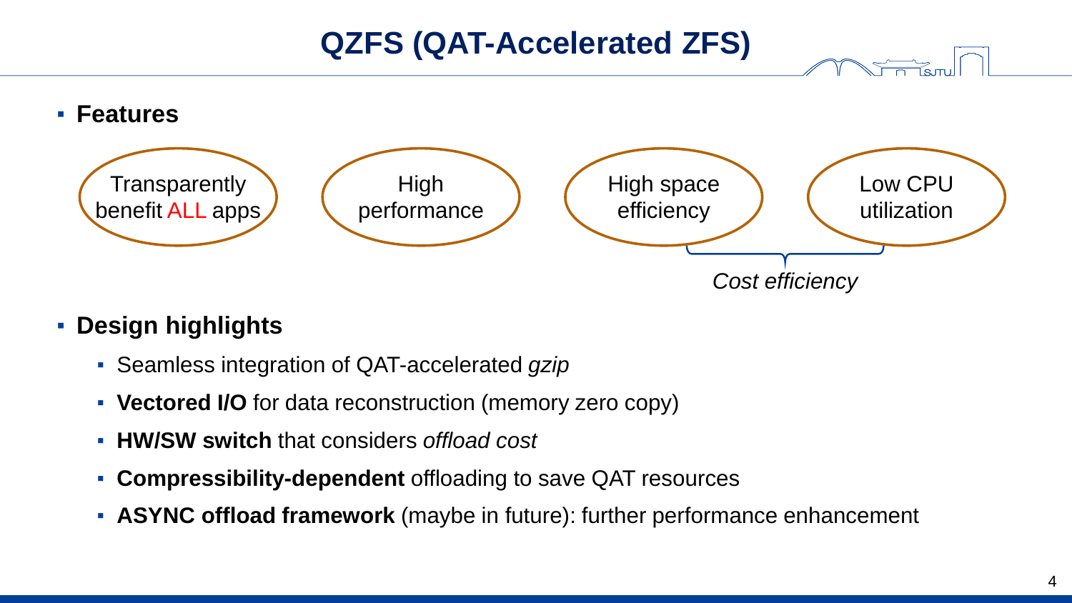# QZFS (QAT-Accelerated ZFS)

- **Features**
  - Transparently benefit ALL apps
  - High performance
  - High space efficiency
  - Low CPU utilization

  *Cost efficiency* (High space efficiency, Low CPU utilization)

- **Design highlights**
  - Seamless integration of QAT-accelerated *gzip*
  - **Vectored I/O** for data reconstruction (memory zero copy)
  - **HW/SW switch** that considers *offload cost*
  - **Compressibility-dependent** offloading to save QAT resources
  - **ASYNC offload framework** (maybe in future): further performance enhancement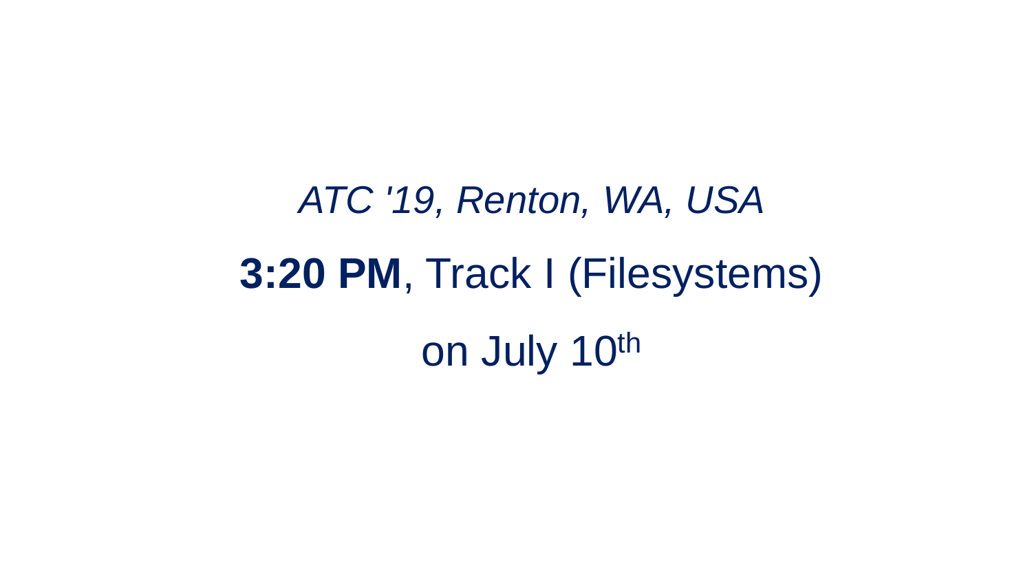*ATC '19, Renton, WA, USA*

**3:20 PM**, Track I (Filesystems)

on July 10th